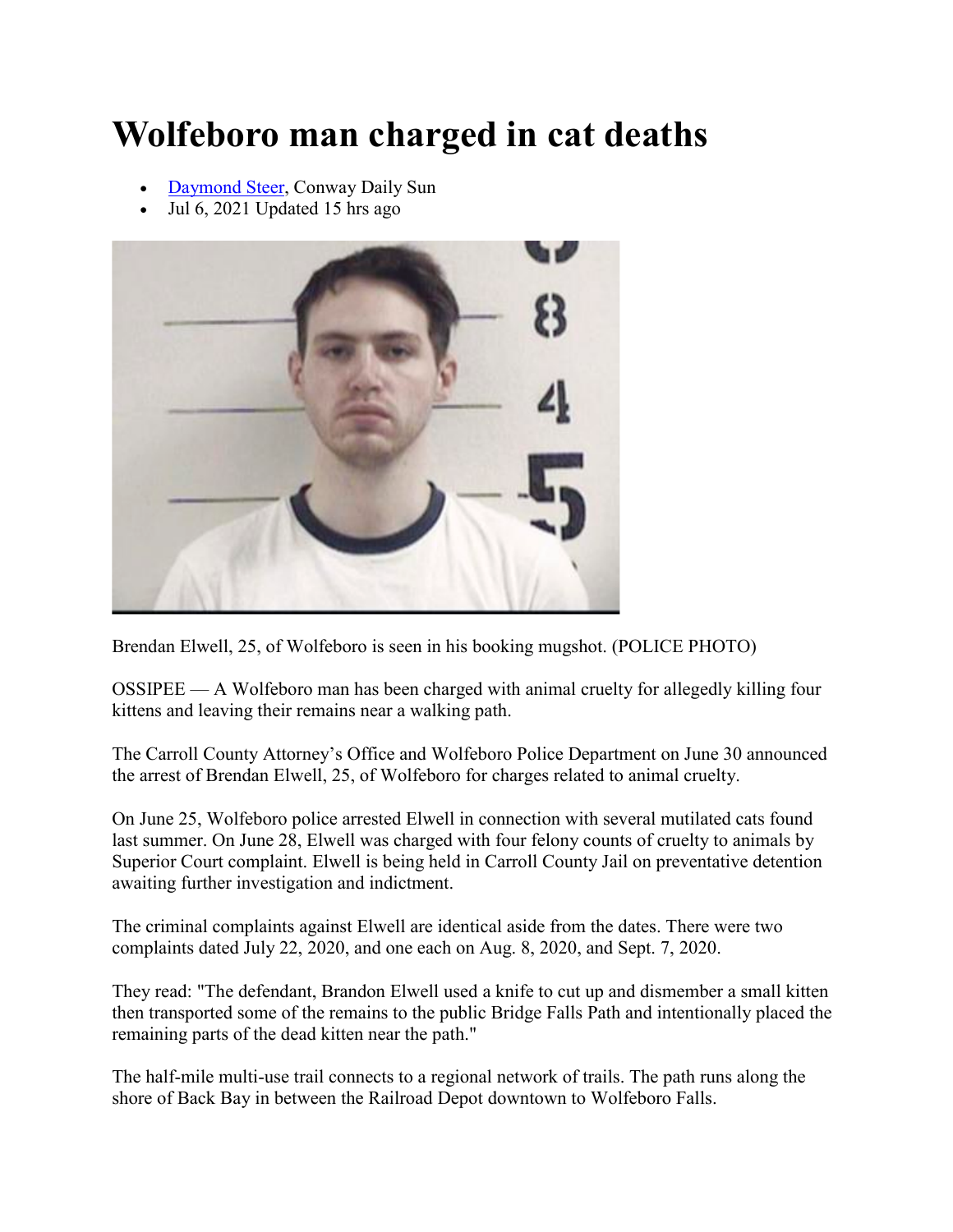# Wolfeboro man charged in cat deaths

- Daymond Steer, Conway Daily Sun
- Jul 6, 2021 Updated 15 hrs ago

Brendan Elwell, 25, of Wolfeboro is seen in his booking mugshot. (POLICE PHOTO)

OSSIPEE — A Wolfeboro man has been charged with animal cruelty for allegedly killing four kittens and leaving their remains near a walking path.

The Carroll County Attorney's Office and Wolfeboro Police Department on June 30 announced the arrest of Brendan Elwell, 25, of Wolfeboro for charges related to animal cruelty.

On June 25, Wolfeboro police arrested Elwell in connection with several mutilated cats found last summer. On June 28, Elwell was charged with four felony counts of cruelty to animals by Superior Court complaint. Elwell is being held in Carroll County Jail on preventative detention awaiting further investigation and indictment.

The criminal complaints against Elwell are identical aside from the dates. There were two complaints dated July 22, 2020, and one each on Aug. 8, 2020, and Sept. 7, 2020.

They read: "The defendant, Brandon Elwell used a knife to cut up and dismember a small kitten then transported some of the remains to the public Bridge Falls Path and intentionally placed the remaining parts of the dead kitten near the path."

The half-mile multi-use trail connects to a regional network of trails. The path runs along the shore of Back Bay in between the Railroad Depot downtown to Wolfeboro Falls.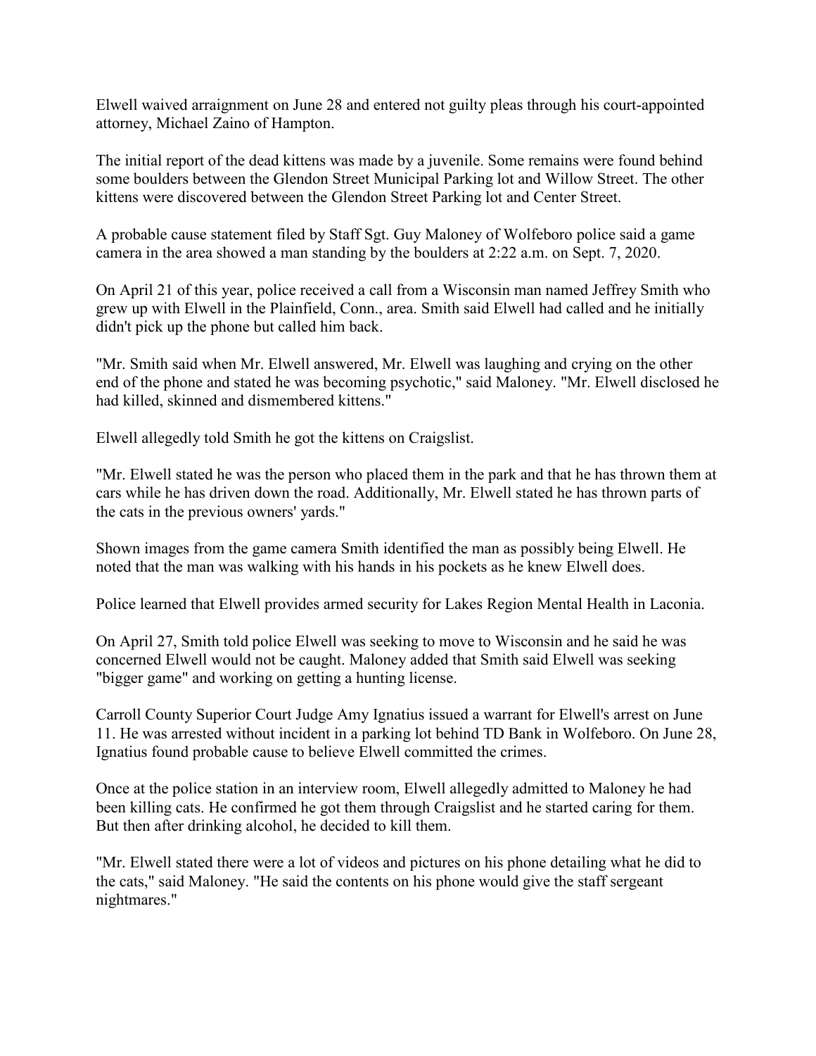Elwell waived arraignment on June 28 and entered not guilty pleas through his court-appointed attorney, Michael Zaino of Hampton.

The initial report of the dead kittens was made by a juvenile. Some remains were found behind some boulders between the Glendon Street Municipal Parking lot and Willow Street. The other kittens were discovered between the Glendon Street Parking lot and Center Street.

A probable cause statement filed by Staff Sgt. Guy Maloney of Wolfeboro police said a game camera in the area showed a man standing by the boulders at 2:22 a.m. on Sept. 7, 2020.

On April 21 of this year, police received a call from a Wisconsin man named Jeffrey Smith who grew up with Elwell in the Plainfield, Conn., area. Smith said Elwell had called and he initially didn't pick up the phone but called him back.

"Mr. Smith said when Mr. Elwell answered, Mr. Elwell was laughing and crying on the other end of the phone and stated he was becoming psychotic," said Maloney. "Mr. Elwell disclosed he had killed, skinned and dismembered kittens."

Elwell allegedly told Smith he got the kittens on Craigslist.

"Mr. Elwell stated he was the person who placed them in the park and that he has thrown them at cars while he has driven down the road. Additionally, Mr. Elwell stated he has thrown parts of the cats in the previous owners' yards."

Shown images from the game camera Smith identified the man as possibly being Elwell. He noted that the man was walking with his hands in his pockets as he knew Elwell does.

Police learned that Elwell provides armed security for Lakes Region Mental Health in Laconia.

On April 27, Smith told police Elwell was seeking to move to Wisconsin and he said he was concerned Elwell would not be caught. Maloney added that Smith said Elwell was seeking "bigger game" and working on getting a hunting license.

Carroll County Superior Court Judge Amy Ignatius issued a warrant for Elwell's arrest on June 11. He was arrested without incident in a parking lot behind TD Bank in Wolfeboro. On June 28, Ignatius found probable cause to believe Elwell committed the crimes.

Once at the police station in an interview room, Elwell allegedly admitted to Maloney he had been killing cats. He confirmed he got them through Craigslist and he started caring for them. But then after drinking alcohol, he decided to kill them.

"Mr. Elwell stated there were a lot of videos and pictures on his phone detailing what he did to the cats," said Maloney. "He said the contents on his phone would give the staff sergeant nightmares."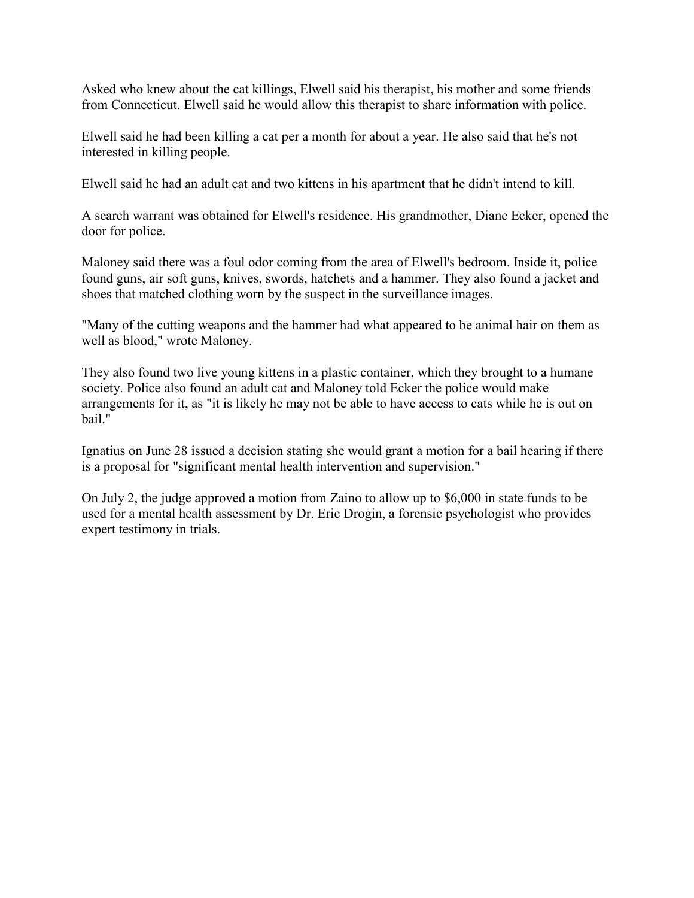Asked who knew about the cat killings, Elwell said his therapist, his mother and some friends from Connecticut. Elwell said he would allow this therapist to share information with police.

Elwell said he had been killing a cat per a month for about a year. He also said that he's not interested in killing people.

Elwell said he had an adult cat and two kittens in his apartment that he didn't intend to kill.

A search warrant was obtained for Elwell's residence. His grandmother, Diane Ecker, opened the door for police.

Maloney said there was a foul odor coming from the area of Elwell's bedroom. Inside it, police found guns, air soft guns, knives, swords, hatchets and a hammer. They also found a jacket and shoes that matched clothing worn by the suspect in the surveillance images.

"Many of the cutting weapons and the hammer had what appeared to be animal hair on them as well as blood," wrote Maloney.

They also found two live young kittens in a plastic container, which they brought to a humane society. Police also found an adult cat and Maloney told Ecker the police would make arrangements for it, as "it is likely he may not be able to have access to cats while he is out on bail."

Ignatius on June 28 issued a decision stating she would grant a motion for a bail hearing if there is a proposal for "significant mental health intervention and supervision."

On July 2, the judge approved a motion from Zaino to allow up to $6,000 in state funds to be used for a mental health assessment by Dr. Eric Drogin, a forensic psychologist who provides expert testimony in trials.